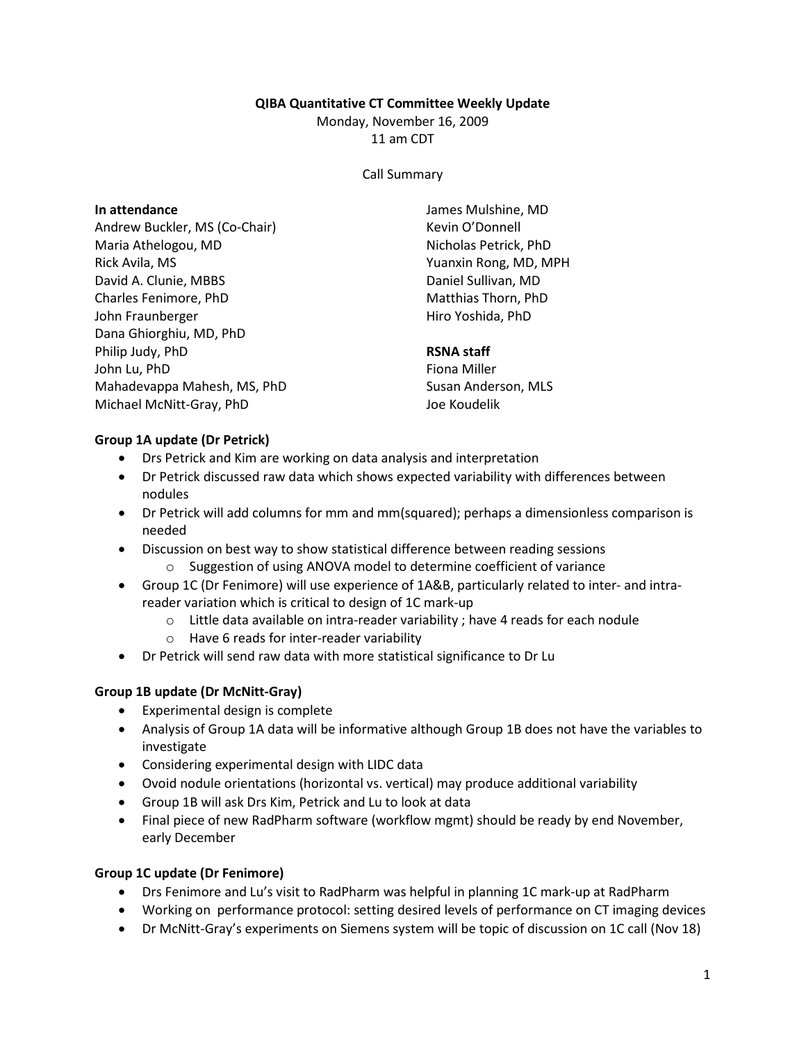**QIBA Quantitative CT Committee Weekly Update**

Monday, November 16, 2009
11 am CDT

Call Summary

**In attendance**

Andrew Buckler, MS (Co-Chair)
Maria Athelogou, MD
Rick Avila, MS
David A. Clunie, MBBS
Charles Fenimore, PhD
John Fraunberger
Dana Ghiorghiu, MD, PhD
Philip Judy, PhD
John Lu, PhD
Mahadevappa Mahesh, MS, PhD
Michael McNitt-Gray, PhD
James Mulshine, MD
Kevin O'Donnell
Nicholas Petrick, PhD
Yuanxin Rong, MD, MPH
Daniel Sullivan, MD
Matthias Thorn, PhD
Hiro Yoshida, PhD

**RSNA staff**

Fiona Miller
Susan Anderson, MLS
Joe Koudelik

**Group 1A update (Dr Petrick)**

- Drs Petrick and Kim are working on data analysis and interpretation
- Dr Petrick discussed raw data which shows expected variability with differences between nodules
- Dr Petrick will add columns for mm and mm(squared); perhaps a dimensionless comparison is needed
- Discussion on best way to show statistical difference between reading sessions
  - Suggestion of using ANOVA model to determine coefficient of variance
- Group 1C (Dr Fenimore) will use experience of 1A&B, particularly related to inter- and intra-reader variation which is critical to design of 1C mark-up
  - Little data available on intra-reader variability ; have 4 reads for each nodule
  - Have 6 reads for inter-reader variability
- Dr Petrick will send raw data with more statistical significance to Dr Lu

**Group 1B update (Dr McNitt-Gray)**

- Experimental design is complete
- Analysis of Group 1A data will be informative although Group 1B does not have the variables to investigate
- Considering experimental design with LIDC data
- Ovoid nodule orientations (horizontal vs. vertical) may produce additional variability
- Group 1B will ask Drs Kim, Petrick and Lu to look at data
- Final piece of new RadPharm software (workflow mgmt) should be ready by end November, early December

**Group 1C update (Dr Fenimore)**

- Drs Fenimore and Lu's visit to RadPharm was helpful in planning 1C mark-up at RadPharm
- Working on performance protocol: setting desired levels of performance on CT imaging devices
- Dr McNitt-Gray's experiments on Siemens system will be topic of discussion on 1C call (Nov 18)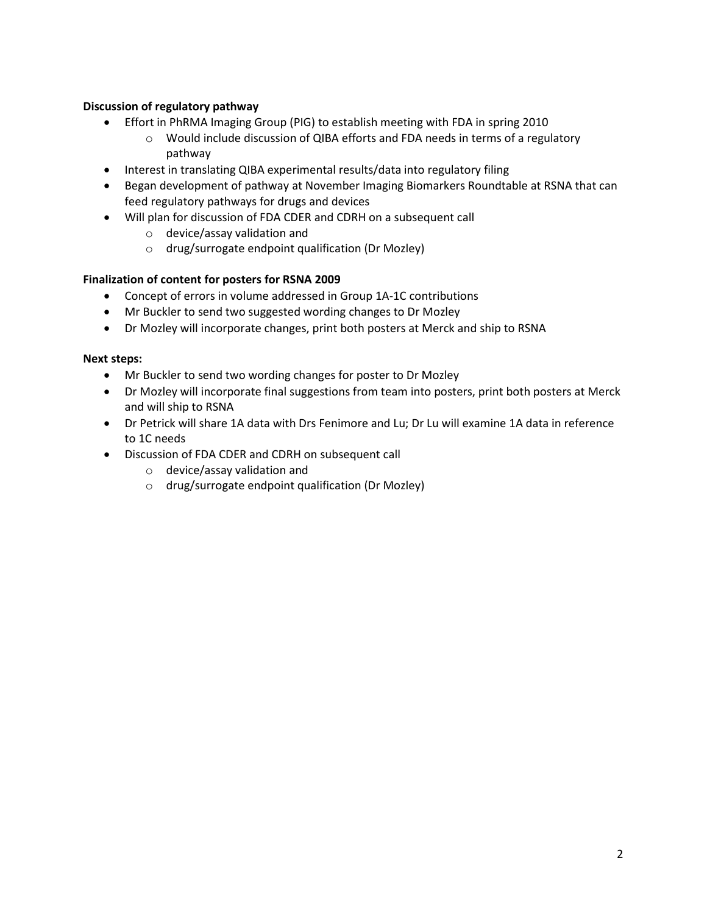**Discussion of regulatory pathway**

- Effort in PhRMA Imaging Group (PIG) to establish meeting with FDA in spring 2010
  - Would include discussion of QIBA efforts and FDA needs in terms of a regulatory pathway
- Interest in translating QIBA experimental results/data into regulatory filing
- Began development of pathway at November Imaging Biomarkers Roundtable at RSNA that can feed regulatory pathways for drugs and devices
- Will plan for discussion of FDA CDER and CDRH on a subsequent call
  - device/assay validation and
  - drug/surrogate endpoint qualification (Dr Mozley)

**Finalization of content for posters for RSNA 2009**

- Concept of errors in volume addressed in Group 1A-1C contributions
- Mr Buckler to send two suggested wording changes to Dr Mozley
- Dr Mozley will incorporate changes, print both posters at Merck and ship to RSNA

**Next steps:**

- Mr Buckler to send two wording changes for poster to Dr Mozley
- Dr Mozley will incorporate final suggestions from team into posters, print both posters at Merck and will ship to RSNA
- Dr Petrick will share 1A data with Drs Fenimore and Lu; Dr Lu will examine 1A data in reference to 1C needs
- Discussion of FDA CDER and CDRH on subsequent call
  - device/assay validation and
  - drug/surrogate endpoint qualification (Dr Mozley)